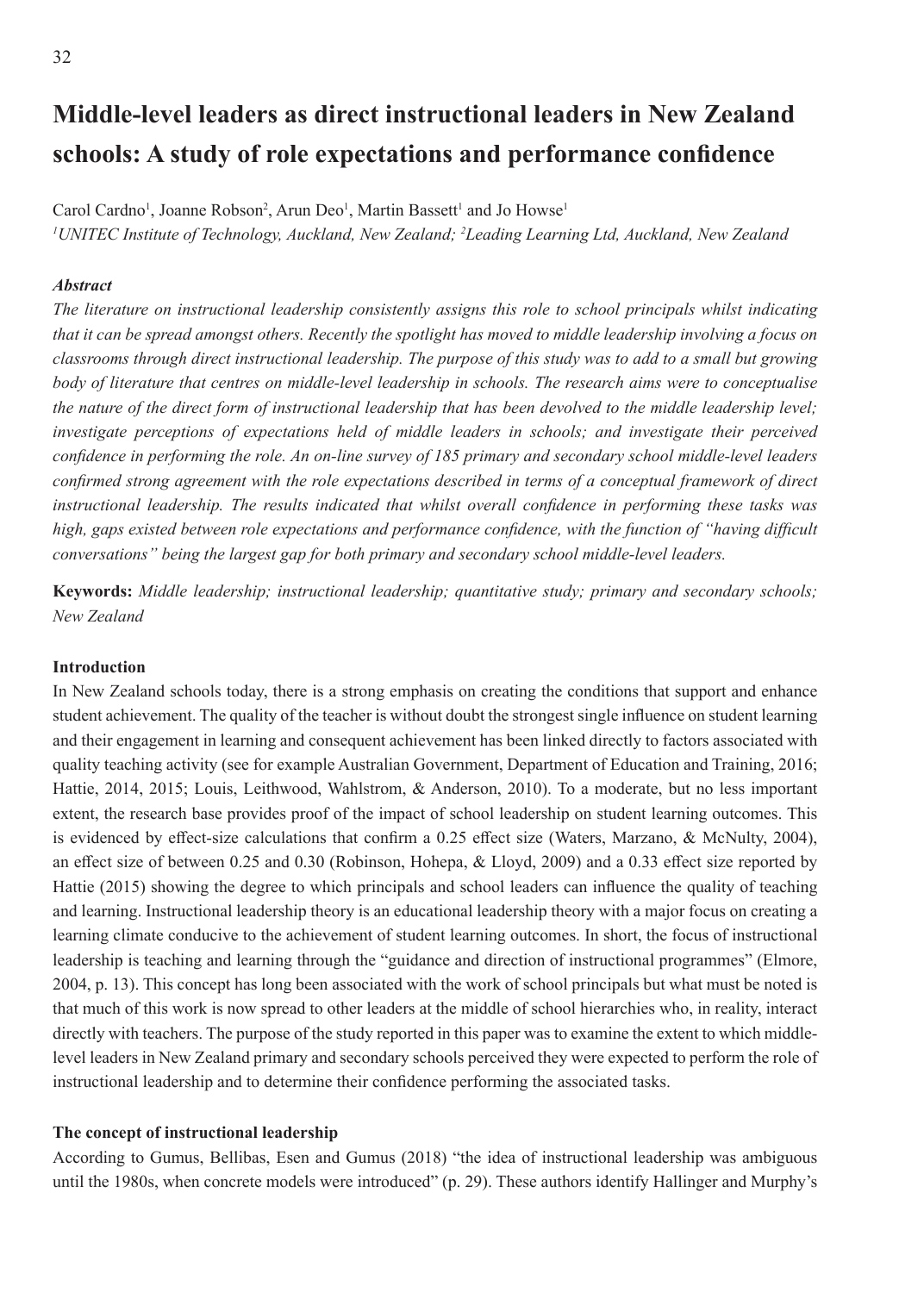# Middle-level leaders as direct instructional leaders in New Zealand schools: A study of role expectations and performance confidence

Carol Cardno[1], Joanne Robson[2], Arun Deo[1], Martin Bassett[1] and Jo Howse[1]

*[1]UNITEC Institute of Technology, Auckland, New Zealand; [2]Leading Learning Ltd, Auckland, New Zealand*

### *Abstract*

*The literature on instructional leadership consistently assigns this role to school principals whilst indicating that it can be spread amongst others. Recently the spotlight has moved to middle leadership involving a focus on classrooms through direct instructional leadership. The purpose of this study was to add to a small but growing body of literature that centres on middle-level leadership in schools. The research aims were to conceptualise the nature of the direct form of instructional leadership that has been devolved to the middle leadership level; investigate perceptions of expectations held of middle leaders in schools; and investigate their perceived confidence in performing the role. An on-line survey of 185 primary and secondary school middle-level leaders confirmed strong agreement with the role expectations described in terms of a conceptual framework of direct instructional leadership. The results indicated that whilst overall confidence in performing these tasks was high, gaps existed between role expectations and performance confidence, with the function of "having difficult conversations" being the largest gap for both primary and secondary school middle-level leaders.*

**Keywords:** *Middle leadership; instructional leadership; quantitative study; primary and secondary schools; New Zealand*

### Introduction

In New Zealand schools today, there is a strong emphasis on creating the conditions that support and enhance student achievement. The quality of the teacher is without doubt the strongest single influence on student learning and their engagement in learning and consequent achievement has been linked directly to factors associated with quality teaching activity (see for example Australian Government, Department of Education and Training, 2016; Hattie, 2014, 2015; Louis, Leithwood, Wahlstrom, & Anderson, 2010). To a moderate, but no less important extent, the research base provides proof of the impact of school leadership on student learning outcomes. This is evidenced by effect-size calculations that confirm a 0.25 effect size (Waters, Marzano, & McNulty, 2004), an effect size of between 0.25 and 0.30 (Robinson, Hohepa, & Lloyd, 2009) and a 0.33 effect size reported by Hattie (2015) showing the degree to which principals and school leaders can influence the quality of teaching and learning. Instructional leadership theory is an educational leadership theory with a major focus on creating a learning climate conducive to the achievement of student learning outcomes. In short, the focus of instructional leadership is teaching and learning through the "guidance and direction of instructional programmes" (Elmore, 2004, p. 13). This concept has long been associated with the work of school principals but what must be noted is that much of this work is now spread to other leaders at the middle of school hierarchies who, in reality, interact directly with teachers. The purpose of the study reported in this paper was to examine the extent to which middle-level leaders in New Zealand primary and secondary schools perceived they were expected to perform the role of instructional leadership and to determine their confidence performing the associated tasks.

### The concept of instructional leadership

According to Gumus, Bellibas, Esen and Gumus (2018) "the idea of instructional leadership was ambiguous until the 1980s, when concrete models were introduced" (p. 29). These authors identify Hallinger and Murphy's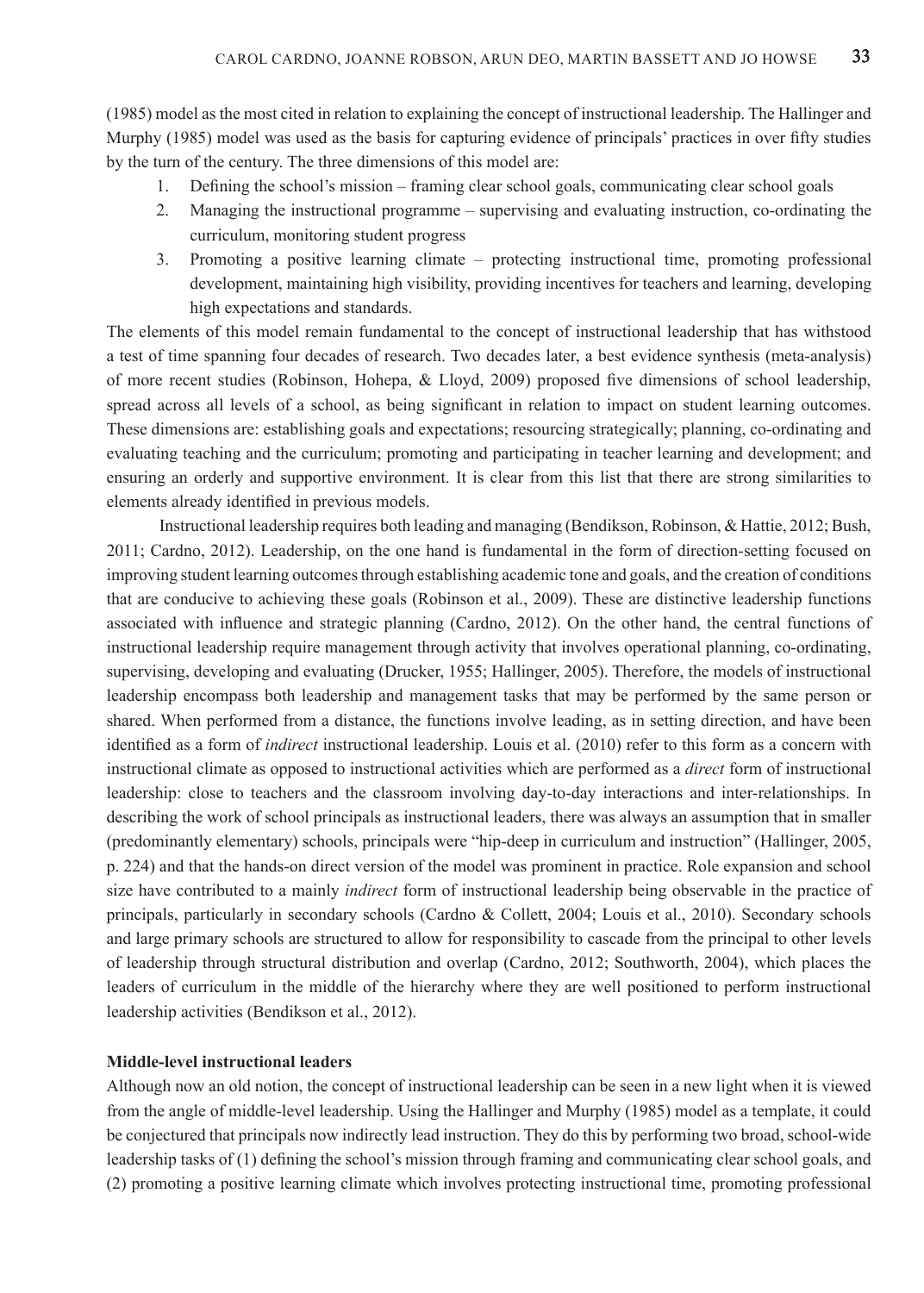(1985) model as the most cited in relation to explaining the concept of instructional leadership. The Hallinger and Murphy (1985) model was used as the basis for capturing evidence of principals' practices in over fifty studies by the turn of the century. The three dimensions of this model are:

1. Defining the school's mission – framing clear school goals, communicating clear school goals
2. Managing the instructional programme – supervising and evaluating instruction, co-ordinating the curriculum, monitoring student progress
3. Promoting a positive learning climate – protecting instructional time, promoting professional development, maintaining high visibility, providing incentives for teachers and learning, developing high expectations and standards.

The elements of this model remain fundamental to the concept of instructional leadership that has withstood a test of time spanning four decades of research. Two decades later, a best evidence synthesis (meta-analysis) of more recent studies (Robinson, Hohepa, & Lloyd, 2009) proposed five dimensions of school leadership, spread across all levels of a school, as being significant in relation to impact on student learning outcomes. These dimensions are: establishing goals and expectations; resourcing strategically; planning, co-ordinating and evaluating teaching and the curriculum; promoting and participating in teacher learning and development; and ensuring an orderly and supportive environment. It is clear from this list that there are strong similarities to elements already identified in previous models.

Instructional leadership requires both leading and managing (Bendikson, Robinson, & Hattie, 2012; Bush, 2011; Cardno, 2012). Leadership, on the one hand is fundamental in the form of direction-setting focused on improving student learning outcomes through establishing academic tone and goals, and the creation of conditions that are conducive to achieving these goals (Robinson et al., 2009). These are distinctive leadership functions associated with influence and strategic planning (Cardno, 2012). On the other hand, the central functions of instructional leadership require management through activity that involves operational planning, co-ordinating, supervising, developing and evaluating (Drucker, 1955; Hallinger, 2005). Therefore, the models of instructional leadership encompass both leadership and management tasks that may be performed by the same person or shared. When performed from a distance, the functions involve leading, as in setting direction, and have been identified as a form of *indirect* instructional leadership. Louis et al. (2010) refer to this form as a concern with instructional climate as opposed to instructional activities which are performed as a *direct* form of instructional leadership: close to teachers and the classroom involving day-to-day interactions and inter-relationships. In describing the work of school principals as instructional leaders, there was always an assumption that in smaller (predominantly elementary) schools, principals were "hip-deep in curriculum and instruction" (Hallinger, 2005, p. 224) and that the hands-on direct version of the model was prominent in practice. Role expansion and school size have contributed to a mainly *indirect* form of instructional leadership being observable in the practice of principals, particularly in secondary schools (Cardno & Collett, 2004; Louis et al., 2010). Secondary schools and large primary schools are structured to allow for responsibility to cascade from the principal to other levels of leadership through structural distribution and overlap (Cardno, 2012; Southworth, 2004), which places the leaders of curriculum in the middle of the hierarchy where they are well positioned to perform instructional leadership activities (Bendikson et al., 2012).

### Middle-level instructional leaders

Although now an old notion, the concept of instructional leadership can be seen in a new light when it is viewed from the angle of middle-level leadership. Using the Hallinger and Murphy (1985) model as a template, it could be conjectured that principals now indirectly lead instruction. They do this by performing two broad, school-wide leadership tasks of (1) defining the school's mission through framing and communicating clear school goals, and (2) promoting a positive learning climate which involves protecting instructional time, promoting professional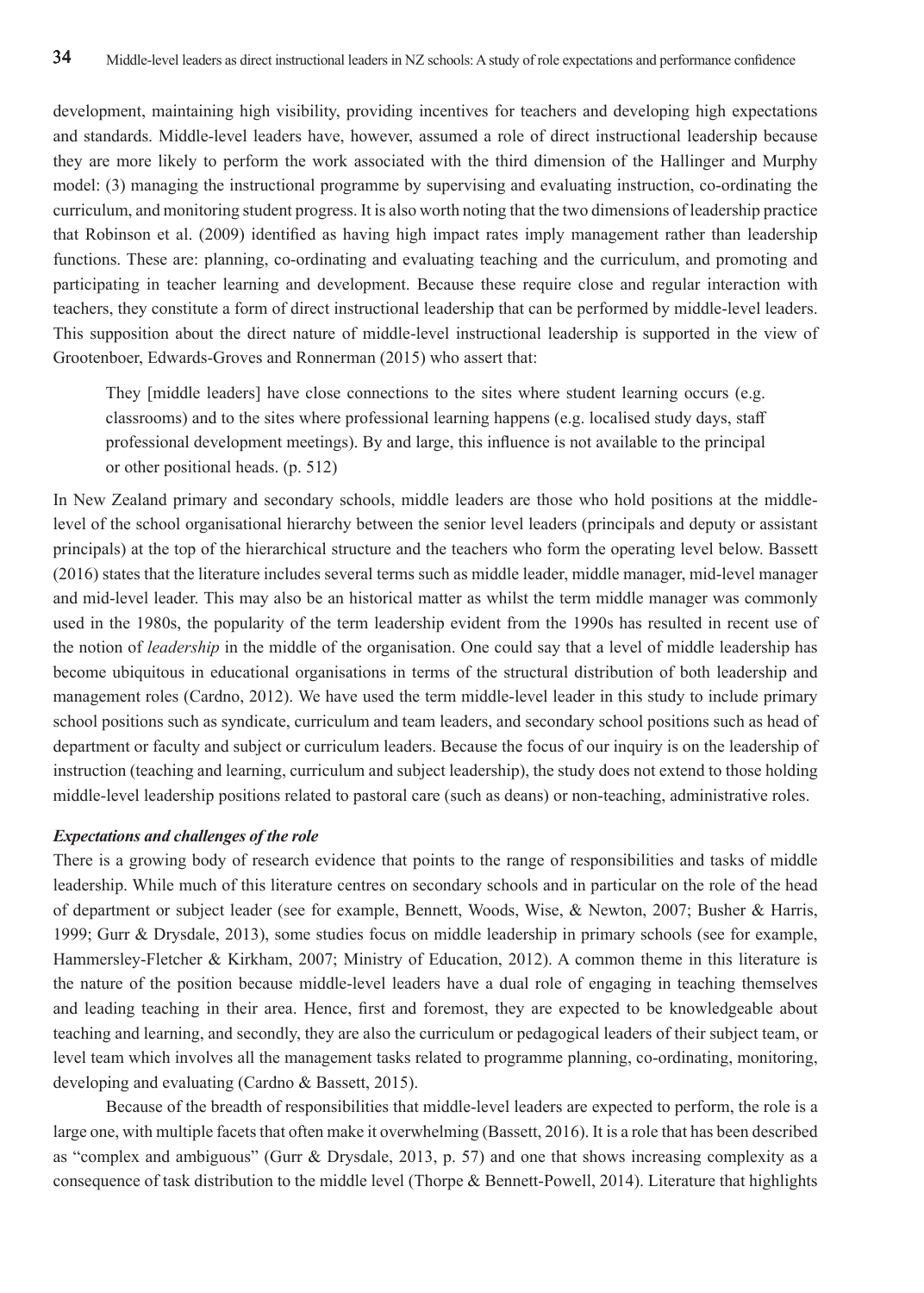development, maintaining high visibility, providing incentives for teachers and developing high expectations and standards. Middle-level leaders have, however, assumed a role of direct instructional leadership because they are more likely to perform the work associated with the third dimension of the Hallinger and Murphy model: (3) managing the instructional programme by supervising and evaluating instruction, co-ordinating the curriculum, and monitoring student progress. It is also worth noting that the two dimensions of leadership practice that Robinson et al. (2009) identified as having high impact rates imply management rather than leadership functions. These are: planning, co-ordinating and evaluating teaching and the curriculum, and promoting and participating in teacher learning and development. Because these require close and regular interaction with teachers, they constitute a form of direct instructional leadership that can be performed by middle-level leaders. This supposition about the direct nature of middle-level instructional leadership is supported in the view of Grootenboer, Edwards-Groves and Ronnerman (2015) who assert that:

> They [middle leaders] have close connections to the sites where student learning occurs (e.g. classrooms) and to the sites where professional learning happens (e.g. localised study days, staff professional development meetings). By and large, this influence is not available to the principal or other positional heads. (p. 512)

In New Zealand primary and secondary schools, middle leaders are those who hold positions at the middle-level of the school organisational hierarchy between the senior level leaders (principals and deputy or assistant principals) at the top of the hierarchical structure and the teachers who form the operating level below. Bassett (2016) states that the literature includes several terms such as middle leader, middle manager, mid-level manager and mid-level leader. This may also be an historical matter as whilst the term middle manager was commonly used in the 1980s, the popularity of the term leadership evident from the 1990s has resulted in recent use of the notion of *leadership* in the middle of the organisation. One could say that a level of middle leadership has become ubiquitous in educational organisations in terms of the structural distribution of both leadership and management roles (Cardno, 2012). We have used the term middle-level leader in this study to include primary school positions such as syndicate, curriculum and team leaders, and secondary school positions such as head of department or faculty and subject or curriculum leaders. Because the focus of our inquiry is on the leadership of instruction (teaching and learning, curriculum and subject leadership), the study does not extend to those holding middle-level leadership positions related to pastoral care (such as deans) or non-teaching, administrative roles.

### *Expectations and challenges of the role*

There is a growing body of research evidence that points to the range of responsibilities and tasks of middle leadership. While much of this literature centres on secondary schools and in particular on the role of the head of department or subject leader (see for example, Bennett, Woods, Wise, & Newton, 2007; Busher & Harris, 1999; Gurr & Drysdale, 2013), some studies focus on middle leadership in primary schools (see for example, Hammersley-Fletcher & Kirkham, 2007; Ministry of Education, 2012). A common theme in this literature is the nature of the position because middle-level leaders have a dual role of engaging in teaching themselves and leading teaching in their area. Hence, first and foremost, they are expected to be knowledgeable about teaching and learning, and secondly, they are also the curriculum or pedagogical leaders of their subject team, or level team which involves all the management tasks related to programme planning, co-ordinating, monitoring, developing and evaluating (Cardno & Bassett, 2015).

Because of the breadth of responsibilities that middle-level leaders are expected to perform, the role is a large one, with multiple facets that often make it overwhelming (Bassett, 2016). It is a role that has been described as "complex and ambiguous" (Gurr & Drysdale, 2013, p. 57) and one that shows increasing complexity as a consequence of task distribution to the middle level (Thorpe & Bennett-Powell, 2014). Literature that highlights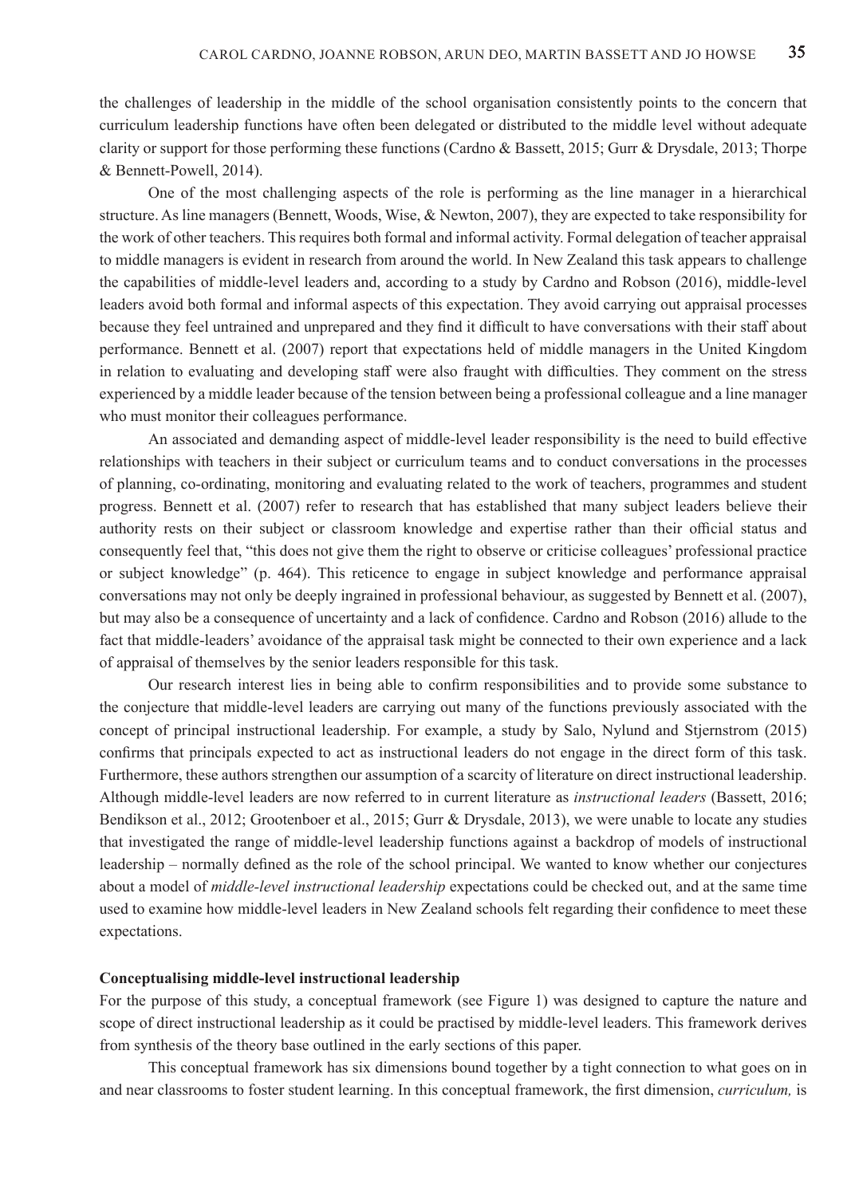the challenges of leadership in the middle of the school organisation consistently points to the concern that curriculum leadership functions have often been delegated or distributed to the middle level without adequate clarity or support for those performing these functions (Cardno & Bassett, 2015; Gurr & Drysdale, 2013; Thorpe & Bennett-Powell, 2014).

One of the most challenging aspects of the role is performing as the line manager in a hierarchical structure. As line managers (Bennett, Woods, Wise, & Newton, 2007), they are expected to take responsibility for the work of other teachers. This requires both formal and informal activity. Formal delegation of teacher appraisal to middle managers is evident in research from around the world. In New Zealand this task appears to challenge the capabilities of middle-level leaders and, according to a study by Cardno and Robson (2016), middle-level leaders avoid both formal and informal aspects of this expectation. They avoid carrying out appraisal processes because they feel untrained and unprepared and they find it difficult to have conversations with their staff about performance. Bennett et al. (2007) report that expectations held of middle managers in the United Kingdom in relation to evaluating and developing staff were also fraught with difficulties. They comment on the stress experienced by a middle leader because of the tension between being a professional colleague and a line manager who must monitor their colleagues performance.

An associated and demanding aspect of middle-level leader responsibility is the need to build effective relationships with teachers in their subject or curriculum teams and to conduct conversations in the processes of planning, co-ordinating, monitoring and evaluating related to the work of teachers, programmes and student progress. Bennett et al. (2007) refer to research that has established that many subject leaders believe their authority rests on their subject or classroom knowledge and expertise rather than their official status and consequently feel that, "this does not give them the right to observe or criticise colleagues' professional practice or subject knowledge" (p. 464). This reticence to engage in subject knowledge and performance appraisal conversations may not only be deeply ingrained in professional behaviour, as suggested by Bennett et al. (2007), but may also be a consequence of uncertainty and a lack of confidence. Cardno and Robson (2016) allude to the fact that middle-leaders' avoidance of the appraisal task might be connected to their own experience and a lack of appraisal of themselves by the senior leaders responsible for this task.

Our research interest lies in being able to confirm responsibilities and to provide some substance to the conjecture that middle-level leaders are carrying out many of the functions previously associated with the concept of principal instructional leadership. For example, a study by Salo, Nylund and Stjernstrom (2015) confirms that principals expected to act as instructional leaders do not engage in the direct form of this task. Furthermore, these authors strengthen our assumption of a scarcity of literature on direct instructional leadership. Although middle-level leaders are now referred to in current literature as *instructional leaders* (Bassett, 2016; Bendikson et al., 2012; Grootenboer et al., 2015; Gurr & Drysdale, 2013), we were unable to locate any studies that investigated the range of middle-level leadership functions against a backdrop of models of instructional leadership – normally defined as the role of the school principal. We wanted to know whether our conjectures about a model of *middle-level instructional leadership* expectations could be checked out, and at the same time used to examine how middle-level leaders in New Zealand schools felt regarding their confidence to meet these expectations.

**Conceptualising middle-level instructional leadership**

For the purpose of this study, a conceptual framework (see Figure 1) was designed to capture the nature and scope of direct instructional leadership as it could be practised by middle-level leaders. This framework derives from synthesis of the theory base outlined in the early sections of this paper.

This conceptual framework has six dimensions bound together by a tight connection to what goes on in and near classrooms to foster student learning. In this conceptual framework, the first dimension, *curriculum,* is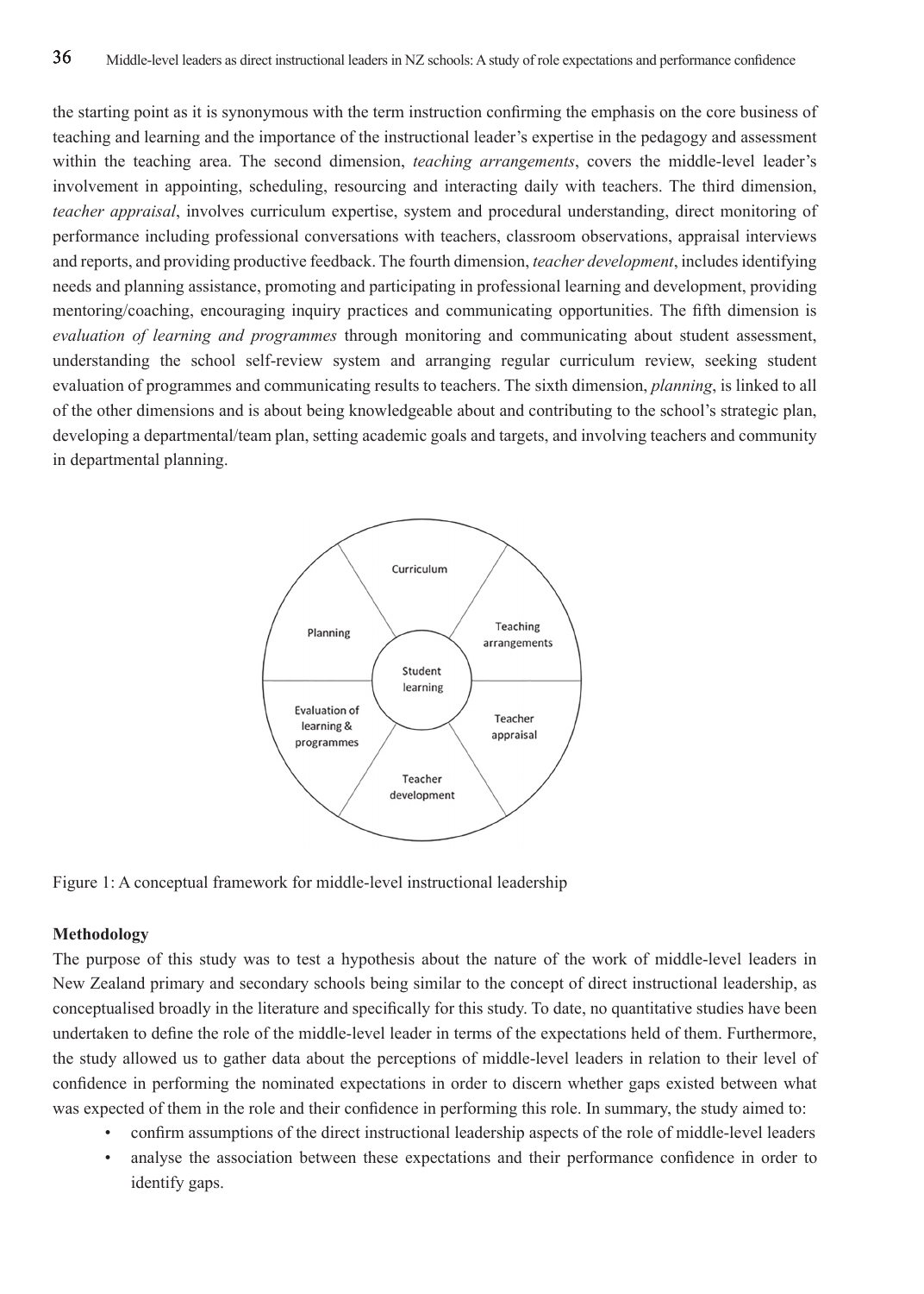the starting point as it is synonymous with the term instruction confirming the emphasis on the core business of teaching and learning and the importance of the instructional leader's expertise in the pedagogy and assessment within the teaching area. The second dimension, *teaching arrangements*, covers the middle-level leader's involvement in appointing, scheduling, resourcing and interacting daily with teachers. The third dimension, *teacher appraisal*, involves curriculum expertise, system and procedural understanding, direct monitoring of performance including professional conversations with teachers, classroom observations, appraisal interviews and reports, and providing productive feedback. The fourth dimension, *teacher development*, includes identifying needs and planning assistance, promoting and participating in professional learning and development, providing mentoring/coaching, encouraging inquiry practices and communicating opportunities. The fifth dimension is *evaluation of learning and programmes* through monitoring and communicating about student assessment, understanding the school self-review system and arranging regular curriculum review, seeking student evaluation of programmes and communicating results to teachers. The sixth dimension, *planning*, is linked to all of the other dimensions and is about being knowledgeable about and contributing to the school's strategic plan, developing a departmental/team plan, setting academic goals and targets, and involving teachers and community in departmental planning.

Curriculum | Teaching arrangements | Teacher appraisal | Teacher development | Evaluation of learning & programmes | Planning | Student learning

Figure 1: A conceptual framework for middle-level instructional leadership

**Methodology**

The purpose of this study was to test a hypothesis about the nature of the work of middle-level leaders in New Zealand primary and secondary schools being similar to the concept of direct instructional leadership, as conceptualised broadly in the literature and specifically for this study. To date, no quantitative studies have been undertaken to define the role of the middle-level leader in terms of the expectations held of them. Furthermore, the study allowed us to gather data about the perceptions of middle-level leaders in relation to their level of confidence in performing the nominated expectations in order to discern whether gaps existed between what was expected of them in the role and their confidence in performing this role. In summary, the study aimed to:

- confirm assumptions of the direct instructional leadership aspects of the role of middle-level leaders
- analyse the association between these expectations and their performance confidence in order to identify gaps.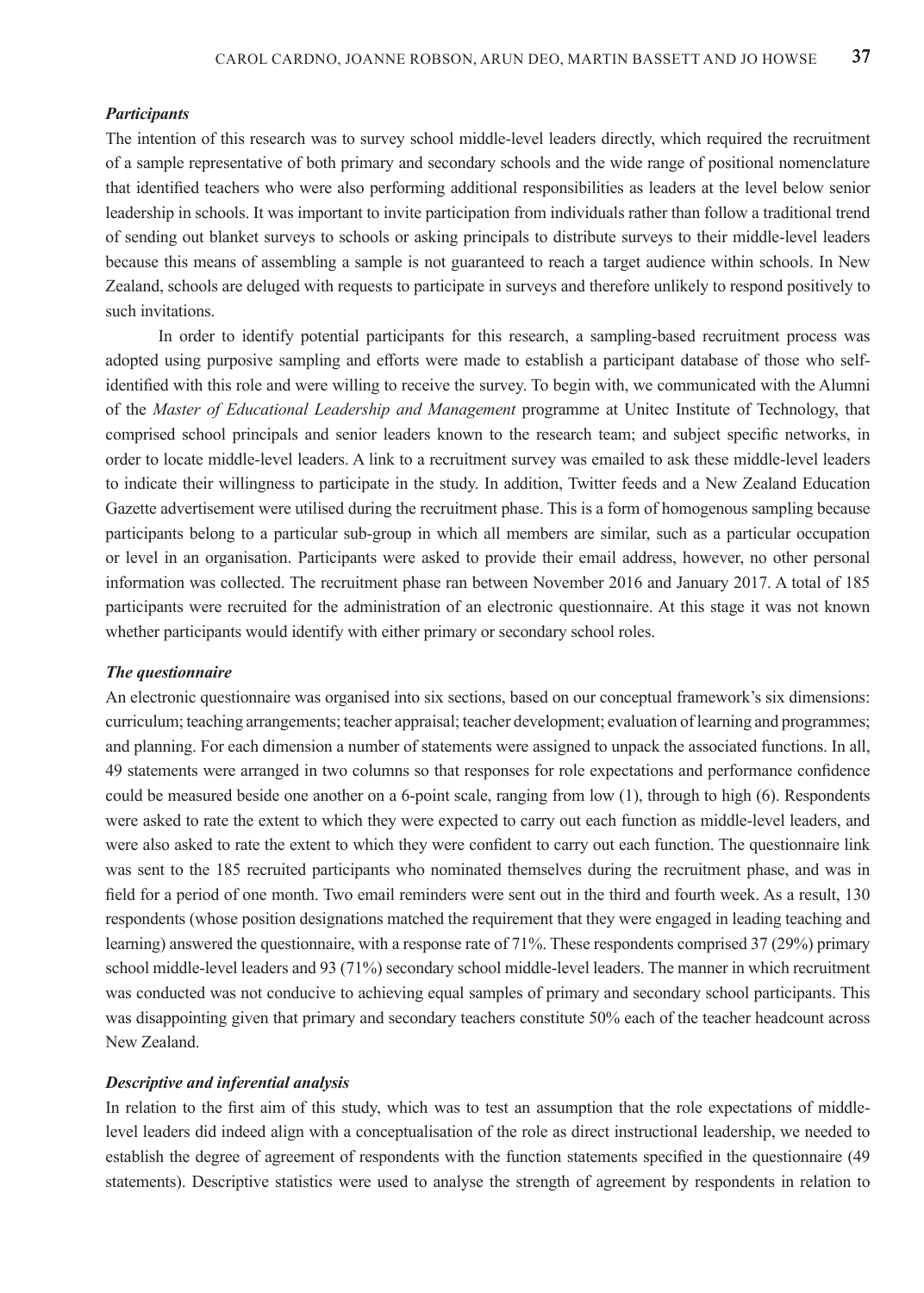### *Participants*

The intention of this research was to survey school middle-level leaders directly, which required the recruitment of a sample representative of both primary and secondary schools and the wide range of positional nomenclature that identified teachers who were also performing additional responsibilities as leaders at the level below senior leadership in schools. It was important to invite participation from individuals rather than follow a traditional trend of sending out blanket surveys to schools or asking principals to distribute surveys to their middle-level leaders because this means of assembling a sample is not guaranteed to reach a target audience within schools. In New Zealand, schools are deluged with requests to participate in surveys and therefore unlikely to respond positively to such invitations.

In order to identify potential participants for this research, a sampling-based recruitment process was adopted using purposive sampling and efforts were made to establish a participant database of those who self-identified with this role and were willing to receive the survey. To begin with, we communicated with the Alumni of the *Master of Educational Leadership and Management* programme at Unitec Institute of Technology, that comprised school principals and senior leaders known to the research team; and subject specific networks, in order to locate middle-level leaders. A link to a recruitment survey was emailed to ask these middle-level leaders to indicate their willingness to participate in the study. In addition, Twitter feeds and a New Zealand Education Gazette advertisement were utilised during the recruitment phase. This is a form of homogenous sampling because participants belong to a particular sub-group in which all members are similar, such as a particular occupation or level in an organisation. Participants were asked to provide their email address, however, no other personal information was collected. The recruitment phase ran between November 2016 and January 2017. A total of 185 participants were recruited for the administration of an electronic questionnaire. At this stage it was not known whether participants would identify with either primary or secondary school roles.

### *The questionnaire*

An electronic questionnaire was organised into six sections, based on our conceptual framework's six dimensions: curriculum; teaching arrangements; teacher appraisal; teacher development; evaluation of learning and programmes; and planning. For each dimension a number of statements were assigned to unpack the associated functions. In all, 49 statements were arranged in two columns so that responses for role expectations and performance confidence could be measured beside one another on a 6-point scale, ranging from low (1), through to high (6). Respondents were asked to rate the extent to which they were expected to carry out each function as middle-level leaders, and were also asked to rate the extent to which they were confident to carry out each function. The questionnaire link was sent to the 185 recruited participants who nominated themselves during the recruitment phase, and was in field for a period of one month. Two email reminders were sent out in the third and fourth week. As a result, 130 respondents (whose position designations matched the requirement that they were engaged in leading teaching and learning) answered the questionnaire, with a response rate of 71%. These respondents comprised 37 (29%) primary school middle-level leaders and 93 (71%) secondary school middle-level leaders. The manner in which recruitment was conducted was not conducive to achieving equal samples of primary and secondary school participants. This was disappointing given that primary and secondary teachers constitute 50% each of the teacher headcount across New Zealand.

### *Descriptive and inferential analysis*

In relation to the first aim of this study, which was to test an assumption that the role expectations of middle-level leaders did indeed align with a conceptualisation of the role as direct instructional leadership, we needed to establish the degree of agreement of respondents with the function statements specified in the questionnaire (49 statements). Descriptive statistics were used to analyse the strength of agreement by respondents in relation to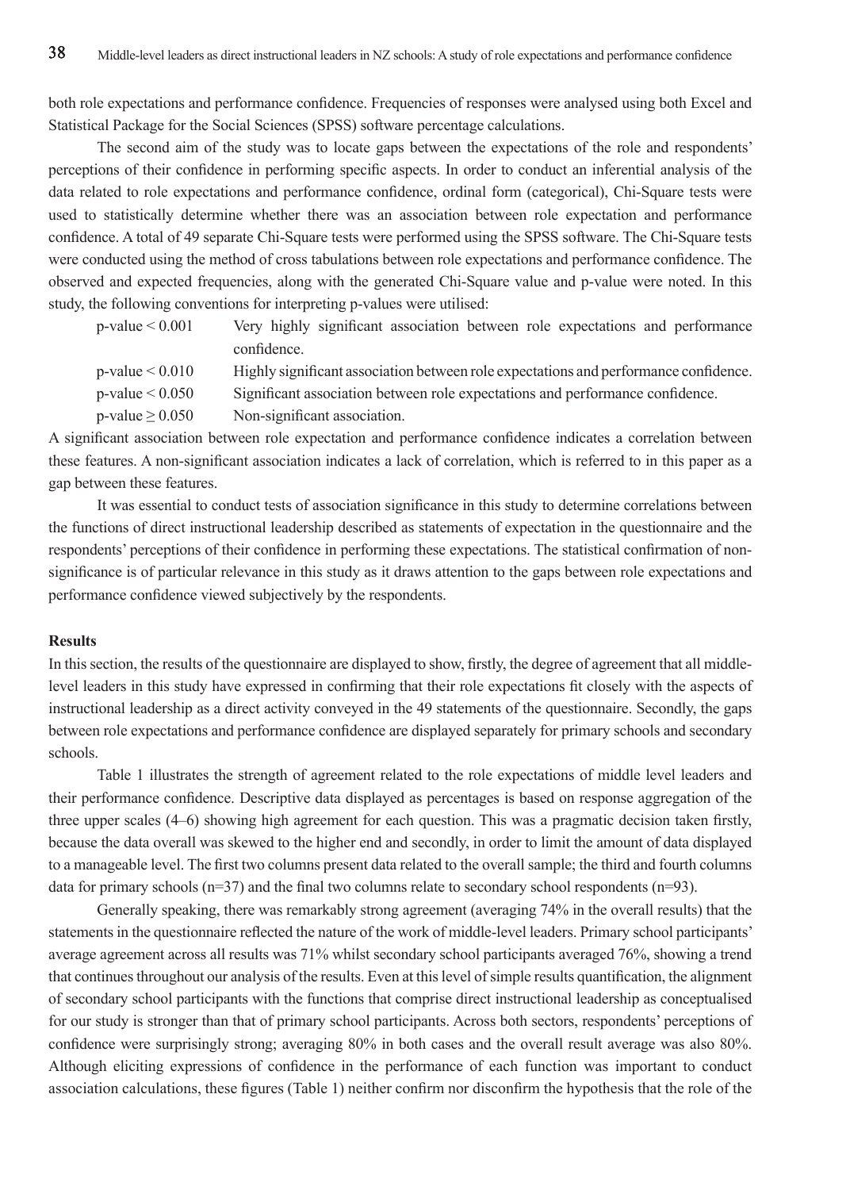both role expectations and performance confidence. Frequencies of responses were analysed using both Excel and Statistical Package for the Social Sciences (SPSS) software percentage calculations.

The second aim of the study was to locate gaps between the expectations of the role and respondents' perceptions of their confidence in performing specific aspects. In order to conduct an inferential analysis of the data related to role expectations and performance confidence, ordinal form (categorical), Chi-Square tests were used to statistically determine whether there was an association between role expectation and performance confidence. A total of 49 separate Chi-Square tests were performed using the SPSS software. The Chi-Square tests were conducted using the method of cross tabulations between role expectations and performance confidence. The observed and expected frequencies, along with the generated Chi-Square value and p-value were noted. In this study, the following conventions for interpreting p-values were utilised:

| | |
|---|---|
| p-value < 0.001 | Very highly significant association between role expectations and performance confidence. |
| p-value < 0.010 | Highly significant association between role expectations and performance confidence. |
| p-value < 0.050 | Significant association between role expectations and performance confidence. |
| p-value ≥ 0.050 | Non-significant association. |

A significant association between role expectation and performance confidence indicates a correlation between these features. A non-significant association indicates a lack of correlation, which is referred to in this paper as a gap between these features.

It was essential to conduct tests of association significance in this study to determine correlations between the functions of direct instructional leadership described as statements of expectation in the questionnaire and the respondents' perceptions of their confidence in performing these expectations. The statistical confirmation of non-significance is of particular relevance in this study as it draws attention to the gaps between role expectations and performance confidence viewed subjectively by the respondents.

**Results**

In this section, the results of the questionnaire are displayed to show, firstly, the degree of agreement that all middle-level leaders in this study have expressed in confirming that their role expectations fit closely with the aspects of instructional leadership as a direct activity conveyed in the 49 statements of the questionnaire. Secondly, the gaps between role expectations and performance confidence are displayed separately for primary schools and secondary schools.

Table 1 illustrates the strength of agreement related to the role expectations of middle level leaders and their performance confidence. Descriptive data displayed as percentages is based on response aggregation of the three upper scales (4–6) showing high agreement for each question. This was a pragmatic decision taken firstly, because the data overall was skewed to the higher end and secondly, in order to limit the amount of data displayed to a manageable level. The first two columns present data related to the overall sample; the third and fourth columns data for primary schools (n=37) and the final two columns relate to secondary school respondents (n=93).

Generally speaking, there was remarkably strong agreement (averaging 74% in the overall results) that the statements in the questionnaire reflected the nature of the work of middle-level leaders. Primary school participants' average agreement across all results was 71% whilst secondary school participants averaged 76%, showing a trend that continues throughout our analysis of the results. Even at this level of simple results quantification, the alignment of secondary school participants with the functions that comprise direct instructional leadership as conceptualised for our study is stronger than that of primary school participants. Across both sectors, respondents' perceptions of confidence were surprisingly strong; averaging 80% in both cases and the overall result average was also 80%. Although eliciting expressions of confidence in the performance of each function was important to conduct association calculations, these figures (Table 1) neither confirm nor disconfirm the hypothesis that the role of the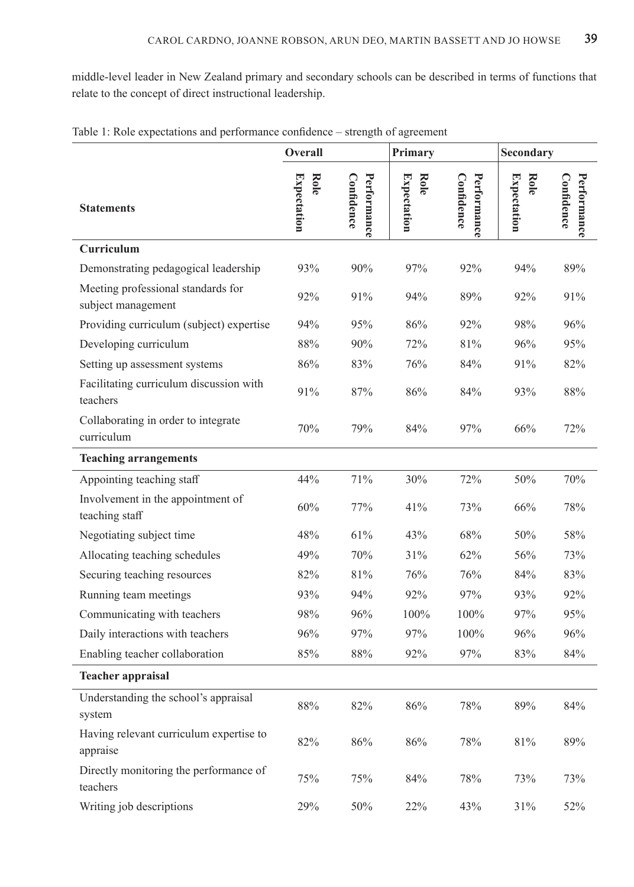middle-level leader in New Zealand primary and secondary schools can be described in terms of functions that relate to the concept of direct instructional leadership.

Table 1: Role expectations and performance confidence – strength of agreement

| Statements | Overall | | Primary | | Secondary | |
|---|---|---|---|---|---|---|
| | Role Expectation | Performance Confidence | Role Expectation | Performance Confidence | Role Expectation | Performance Confidence |
| **Curriculum** | | | | | | |
| Demonstrating pedagogical leadership | 93% | 90% | 97% | 92% | 94% | 89% |
| Meeting professional standards for subject management | 92% | 91% | 94% | 89% | 92% | 91% |
| Providing curriculum (subject) expertise | 94% | 95% | 86% | 92% | 98% | 96% |
| Developing curriculum | 88% | 90% | 72% | 81% | 96% | 95% |
| Setting up assessment systems | 86% | 83% | 76% | 84% | 91% | 82% |
| Facilitating curriculum discussion with teachers | 91% | 87% | 86% | 84% | 93% | 88% |
| Collaborating in order to integrate curriculum | 70% | 79% | 84% | 97% | 66% | 72% |
| **Teaching arrangements** | | | | | | |
| Appointing teaching staff | 44% | 71% | 30% | 72% | 50% | 70% |
| Involvement in the appointment of teaching staff | 60% | 77% | 41% | 73% | 66% | 78% |
| Negotiating subject time | 48% | 61% | 43% | 68% | 50% | 58% |
| Allocating teaching schedules | 49% | 70% | 31% | 62% | 56% | 73% |
| Securing teaching resources | 82% | 81% | 76% | 76% | 84% | 83% |
| Running team meetings | 93% | 94% | 92% | 97% | 93% | 92% |
| Communicating with teachers | 98% | 96% | 100% | 100% | 97% | 95% |
| Daily interactions with teachers | 96% | 97% | 97% | 100% | 96% | 96% |
| Enabling teacher collaboration | 85% | 88% | 92% | 97% | 83% | 84% |
| **Teacher appraisal** | | | | | | |
| Understanding the school's appraisal system | 88% | 82% | 86% | 78% | 89% | 84% |
| Having relevant curriculum expertise to appraise | 82% | 86% | 86% | 78% | 81% | 89% |
| Directly monitoring the performance of teachers | 75% | 75% | 84% | 78% | 73% | 73% |
| Writing job descriptions | 29% | 50% | 22% | 43% | 31% | 52% |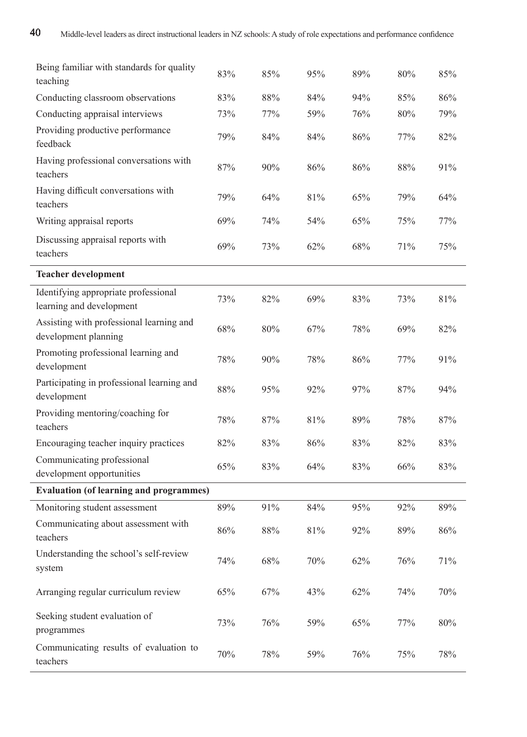| | | | | | | |
|---|---|---|---|---|---|---|
| Being familiar with standards for quality teaching | 83% | 85% | 95% | 89% | 80% | 85% |
| Conducting classroom observations | 83% | 88% | 84% | 94% | 85% | 86% |
| Conducting appraisal interviews | 73% | 77% | 59% | 76% | 80% | 79% |
| Providing productive performance feedback | 79% | 84% | 84% | 86% | 77% | 82% |
| Having professional conversations with teachers | 87% | 90% | 86% | 86% | 88% | 91% |
| Having difficult conversations with teachers | 79% | 64% | 81% | 65% | 79% | 64% |
| Writing appraisal reports | 69% | 74% | 54% | 65% | 75% | 77% |
| Discussing appraisal reports with teachers | 69% | 73% | 62% | 68% | 71% | 75% |
| **Teacher development** | | | | | | |
| Identifying appropriate professional learning and development | 73% | 82% | 69% | 83% | 73% | 81% |
| Assisting with professional learning and development planning | 68% | 80% | 67% | 78% | 69% | 82% |
| Promoting professional learning and development | 78% | 90% | 78% | 86% | 77% | 91% |
| Participating in professional learning and development | 88% | 95% | 92% | 97% | 87% | 94% |
| Providing mentoring/coaching for teachers | 78% | 87% | 81% | 89% | 78% | 87% |
| Encouraging teacher inquiry practices | 82% | 83% | 86% | 83% | 82% | 83% |
| Communicating professional development opportunities | 65% | 83% | 64% | 83% | 66% | 83% |
| **Evaluation (of learning and programmes)** | | | | | | |
| Monitoring student assessment | 89% | 91% | 84% | 95% | 92% | 89% |
| Communicating about assessment with teachers | 86% | 88% | 81% | 92% | 89% | 86% |
| Understanding the school's self-review system | 74% | 68% | 70% | 62% | 76% | 71% |
| Arranging regular curriculum review | 65% | 67% | 43% | 62% | 74% | 70% |
| Seeking student evaluation of programmes | 73% | 76% | 59% | 65% | 77% | 80% |
| Communicating results of evaluation to teachers | 70% | 78% | 59% | 76% | 75% | 78% |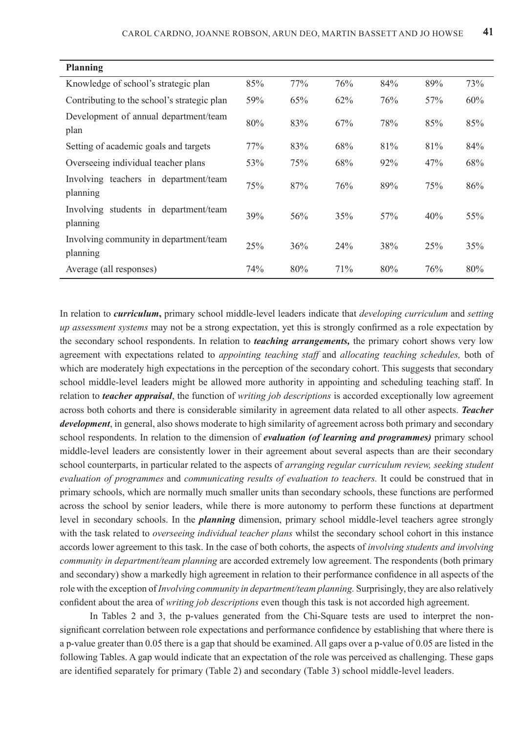| Planning | | | | | | |
|---|---|---|---|---|---|---|
| Knowledge of school's strategic plan | 85% | 77% | 76% | 84% | 89% | 73% |
| Contributing to the school's strategic plan | 59% | 65% | 62% | 76% | 57% | 60% |
| Development of annual department/team plan | 80% | 83% | 67% | 78% | 85% | 85% |
| Setting of academic goals and targets | 77% | 83% | 68% | 81% | 81% | 84% |
| Overseeing individual teacher plans | 53% | 75% | 68% | 92% | 47% | 68% |
| Involving teachers in department/team planning | 75% | 87% | 76% | 89% | 75% | 86% |
| Involving students in department/team planning | 39% | 56% | 35% | 57% | 40% | 55% |
| Involving community in department/team planning | 25% | 36% | 24% | 38% | 25% | 35% |
| Average (all responses) | 74% | 80% | 71% | 80% | 76% | 80% |

In relation to ***curriculum*****,** primary school middle-level leaders indicate that *developing curriculum* and *setting up assessment systems* may not be a strong expectation, yet this is strongly confirmed as a role expectation by the secondary school respondents. In relation to ***teaching arrangements,*** the primary cohort shows very low agreement with expectations related to *appointing teaching staff* and *allocating teaching schedules,* both of which are moderately high expectations in the perception of the secondary cohort. This suggests that secondary school middle-level leaders might be allowed more authority in appointing and scheduling teaching staff. In relation to ***teacher appraisal***, the function of *writing job descriptions* is accorded exceptionally low agreement across both cohorts and there is considerable similarity in agreement data related to all other aspects. ***Teacher development***, in general, also shows moderate to high similarity of agreement across both primary and secondary school respondents. In relation to the dimension of ***evaluation (of learning and programmes)*** primary school middle-level leaders are consistently lower in their agreement about several aspects than are their secondary school counterparts, in particular related to the aspects of *arranging regular curriculum review, seeking student evaluation of programmes* and *communicating results of evaluation to teachers.* It could be construed that in primary schools, which are normally much smaller units than secondary schools, these functions are performed across the school by senior leaders, while there is more autonomy to perform these functions at department level in secondary schools. In the ***planning*** dimension, primary school middle-level teachers agree strongly with the task related to *overseeing individual teacher plans* whilst the secondary school cohort in this instance accords lower agreement to this task. In the case of both cohorts, the aspects of *involving students and involving community in department/team planning* are accorded extremely low agreement. The respondents (both primary and secondary) show a markedly high agreement in relation to their performance confidence in all aspects of the role with the exception of *Involving community in department/team planning.* Surprisingly, they are also relatively confident about the area of *writing job descriptions* even though this task is not accorded high agreement.

In Tables 2 and 3, the p-values generated from the Chi-Square tests are used to interpret the non-significant correlation between role expectations and performance confidence by establishing that where there is a p-value greater than 0.05 there is a gap that should be examined. All gaps over a p-value of 0.05 are listed in the following Tables. A gap would indicate that an expectation of the role was perceived as challenging. These gaps are identified separately for primary (Table 2) and secondary (Table 3) school middle-level leaders.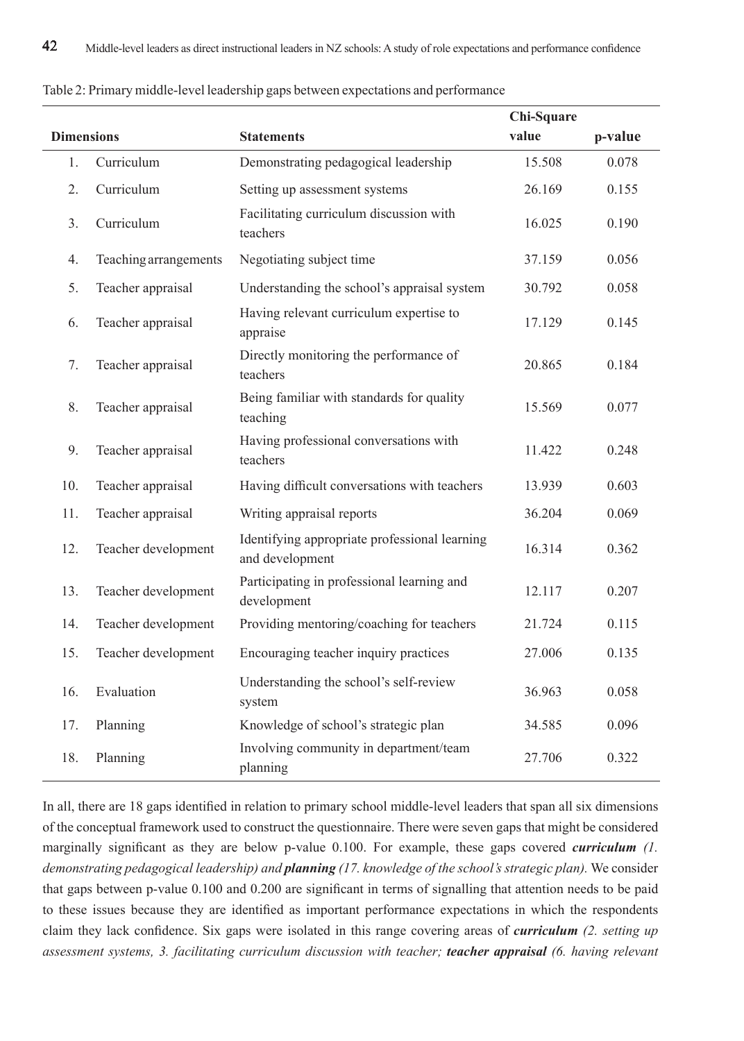Table 2: Primary middle-level leadership gaps between expectations and performance

| | Dimensions | Statements | Chi-Square value | p-value |
|---|---|---|---|---|
| 1. | Curriculum | Demonstrating pedagogical leadership | 15.508 | 0.078 |
| 2. | Curriculum | Setting up assessment systems | 26.169 | 0.155 |
| 3. | Curriculum | Facilitating curriculum discussion with teachers | 16.025 | 0.190 |
| 4. | Teaching arrangements | Negotiating subject time | 37.159 | 0.056 |
| 5. | Teacher appraisal | Understanding the school's appraisal system | 30.792 | 0.058 |
| 6. | Teacher appraisal | Having relevant curriculum expertise to appraise | 17.129 | 0.145 |
| 7. | Teacher appraisal | Directly monitoring the performance of teachers | 20.865 | 0.184 |
| 8. | Teacher appraisal | Being familiar with standards for quality teaching | 15.569 | 0.077 |
| 9. | Teacher appraisal | Having professional conversations with teachers | 11.422 | 0.248 |
| 10. | Teacher appraisal | Having difficult conversations with teachers | 13.939 | 0.603 |
| 11. | Teacher appraisal | Writing appraisal reports | 36.204 | 0.069 |
| 12. | Teacher development | Identifying appropriate professional learning and development | 16.314 | 0.362 |
| 13. | Teacher development | Participating in professional learning and development | 12.117 | 0.207 |
| 14. | Teacher development | Providing mentoring/coaching for teachers | 21.724 | 0.115 |
| 15. | Teacher development | Encouraging teacher inquiry practices | 27.006 | 0.135 |
| 16. | Evaluation | Understanding the school's self-review system | 36.963 | 0.058 |
| 17. | Planning | Knowledge of school's strategic plan | 34.585 | 0.096 |
| 18. | Planning | Involving community in department/team planning | 27.706 | 0.322 |

In all, there are 18 gaps identified in relation to primary school middle-level leaders that span all six dimensions of the conceptual framework used to construct the questionnaire. There were seven gaps that might be considered marginally significant as they are below p-value 0.100. For example, these gaps covered ***curriculum*** *(1. demonstrating pedagogical leadership) and* ***planning*** *(17. knowledge of the school's strategic plan).* We consider that gaps between p-value 0.100 and 0.200 are significant in terms of signalling that attention needs to be paid to these issues because they are identified as important performance expectations in which the respondents claim they lack confidence. Six gaps were isolated in this range covering areas of ***curriculum*** *(2. setting up assessment systems, 3. facilitating curriculum discussion with teacher;* ***teacher appraisal*** *(6. having relevant*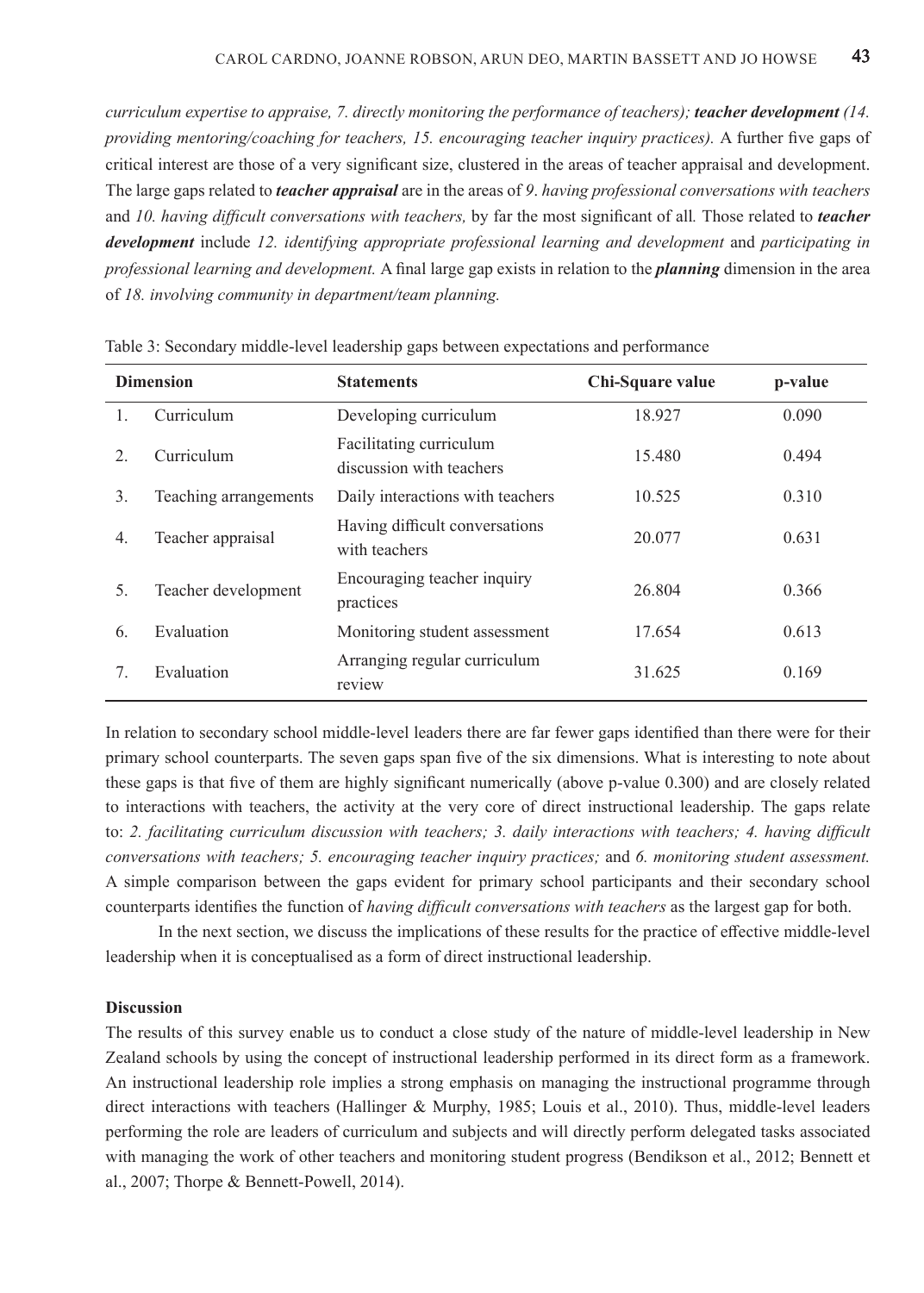*curriculum expertise to appraise, 7. directly monitoring the performance of teachers)*; ***teacher development*** *(14. providing mentoring/coaching for teachers, 15. encouraging teacher inquiry practices).* A further five gaps of critical interest are those of a very significant size, clustered in the areas of teacher appraisal and development. The large gaps related to ***teacher appraisal*** are in the areas of *9. having professional conversations with teachers* and *10. having difficult conversations with teachers,* by far the most significant of all*.* Those related to ***teacher development*** include *12. identifying appropriate professional learning and development* and *participating in professional learning and development.* A final large gap exists in relation to the ***planning*** dimension in the area of *18. involving community in department/team planning.*

Table 3: Secondary middle-level leadership gaps between expectations and performance

| | Dimension | Statements | Chi-Square value | p-value |
|---|---|---|---|---|
| 1. | Curriculum | Developing curriculum | 18.927 | 0.090 |
| 2. | Curriculum | Facilitating curriculum discussion with teachers | 15.480 | 0.494 |
| 3. | Teaching arrangements | Daily interactions with teachers | 10.525 | 0.310 |
| 4. | Teacher appraisal | Having difficult conversations with teachers | 20.077 | 0.631 |
| 5. | Teacher development | Encouraging teacher inquiry practices | 26.804 | 0.366 |
| 6. | Evaluation | Monitoring student assessment | 17.654 | 0.613 |
| 7. | Evaluation | Arranging regular curriculum review | 31.625 | 0.169 |

In relation to secondary school middle-level leaders there are far fewer gaps identified than there were for their primary school counterparts. The seven gaps span five of the six dimensions. What is interesting to note about these gaps is that five of them are highly significant numerically (above p-value 0.300) and are closely related to interactions with teachers, the activity at the very core of direct instructional leadership. The gaps relate to: *2. facilitating curriculum discussion with teachers; 3. daily interactions with teachers; 4. having difficult conversations with teachers; 5. encouraging teacher inquiry practices;* and *6. monitoring student assessment.* A simple comparison between the gaps evident for primary school participants and their secondary school counterparts identifies the function of *having difficult conversations with teachers* as the largest gap for both.

In the next section, we discuss the implications of these results for the practice of effective middle-level leadership when it is conceptualised as a form of direct instructional leadership.

## Discussion

The results of this survey enable us to conduct a close study of the nature of middle-level leadership in New Zealand schools by using the concept of instructional leadership performed in its direct form as a framework. An instructional leadership role implies a strong emphasis on managing the instructional programme through direct interactions with teachers (Hallinger & Murphy, 1985; Louis et al., 2010). Thus, middle-level leaders performing the role are leaders of curriculum and subjects and will directly perform delegated tasks associated with managing the work of other teachers and monitoring student progress (Bendikson et al., 2012; Bennett et al., 2007; Thorpe & Bennett-Powell, 2014).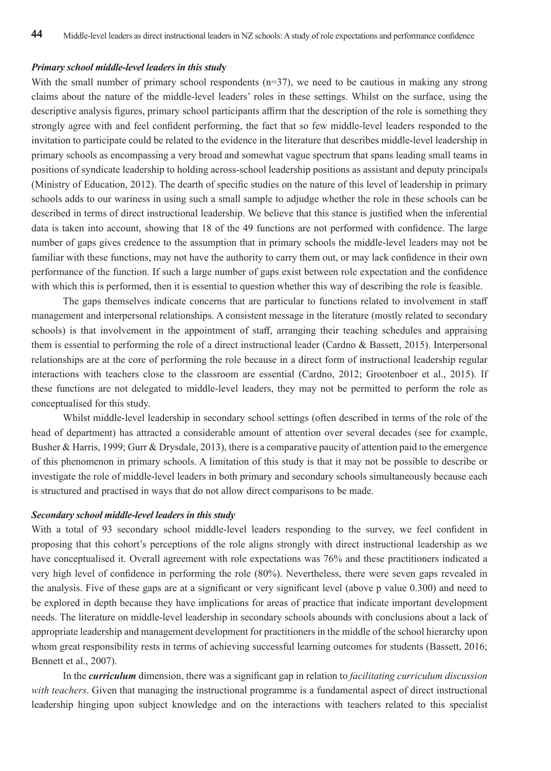### *Primary school middle-level leaders in this study*

With the small number of primary school respondents (n=37), we need to be cautious in making any strong claims about the nature of the middle-level leaders' roles in these settings. Whilst on the surface, using the descriptive analysis figures, primary school participants affirm that the description of the role is something they strongly agree with and feel confident performing, the fact that so few middle-level leaders responded to the invitation to participate could be related to the evidence in the literature that describes middle-level leadership in primary schools as encompassing a very broad and somewhat vague spectrum that spans leading small teams in positions of syndicate leadership to holding across-school leadership positions as assistant and deputy principals (Ministry of Education, 2012). The dearth of specific studies on the nature of this level of leadership in primary schools adds to our wariness in using such a small sample to adjudge whether the role in these schools can be described in terms of direct instructional leadership. We believe that this stance is justified when the inferential data is taken into account, showing that 18 of the 49 functions are not performed with confidence. The large number of gaps gives credence to the assumption that in primary schools the middle-level leaders may not be familiar with these functions, may not have the authority to carry them out, or may lack confidence in their own performance of the function. If such a large number of gaps exist between role expectation and the confidence with which this is performed, then it is essential to question whether this way of describing the role is feasible.

The gaps themselves indicate concerns that are particular to functions related to involvement in staff management and interpersonal relationships. A consistent message in the literature (mostly related to secondary schools) is that involvement in the appointment of staff, arranging their teaching schedules and appraising them is essential to performing the role of a direct instructional leader (Cardno & Bassett, 2015). Interpersonal relationships are at the core of performing the role because in a direct form of instructional leadership regular interactions with teachers close to the classroom are essential (Cardno, 2012; Grootenboer et al., 2015). If these functions are not delegated to middle-level leaders, they may not be permitted to perform the role as conceptualised for this study.

Whilst middle-level leadership in secondary school settings (often described in terms of the role of the head of department) has attracted a considerable amount of attention over several decades (see for example, Busher & Harris, 1999; Gurr & Drysdale, 2013), there is a comparative paucity of attention paid to the emergence of this phenomenon in primary schools. A limitation of this study is that it may not be possible to describe or investigate the role of middle-level leaders in both primary and secondary schools simultaneously because each is structured and practised in ways that do not allow direct comparisons to be made.

### *Secondary school middle-level leaders in this study*

With a total of 93 secondary school middle-level leaders responding to the survey, we feel confident in proposing that this cohort's perceptions of the role aligns strongly with direct instructional leadership as we have conceptualised it. Overall agreement with role expectations was 76% and these practitioners indicated a very high level of confidence in performing the role (80%). Nevertheless, there were seven gaps revealed in the analysis. Five of these gaps are at a significant or very significant level (above p value 0.300) and need to be explored in depth because they have implications for areas of practice that indicate important development needs. The literature on middle-level leadership in secondary schools abounds with conclusions about a lack of appropriate leadership and management development for practitioners in the middle of the school hierarchy upon whom great responsibility rests in terms of achieving successful learning outcomes for students (Bassett, 2016; Bennett et al., 2007).

In the ***curriculum*** dimension, there was a significant gap in relation to *facilitating curriculum discussion with teachers*. Given that managing the instructional programme is a fundamental aspect of direct instructional leadership hinging upon subject knowledge and on the interactions with teachers related to this specialist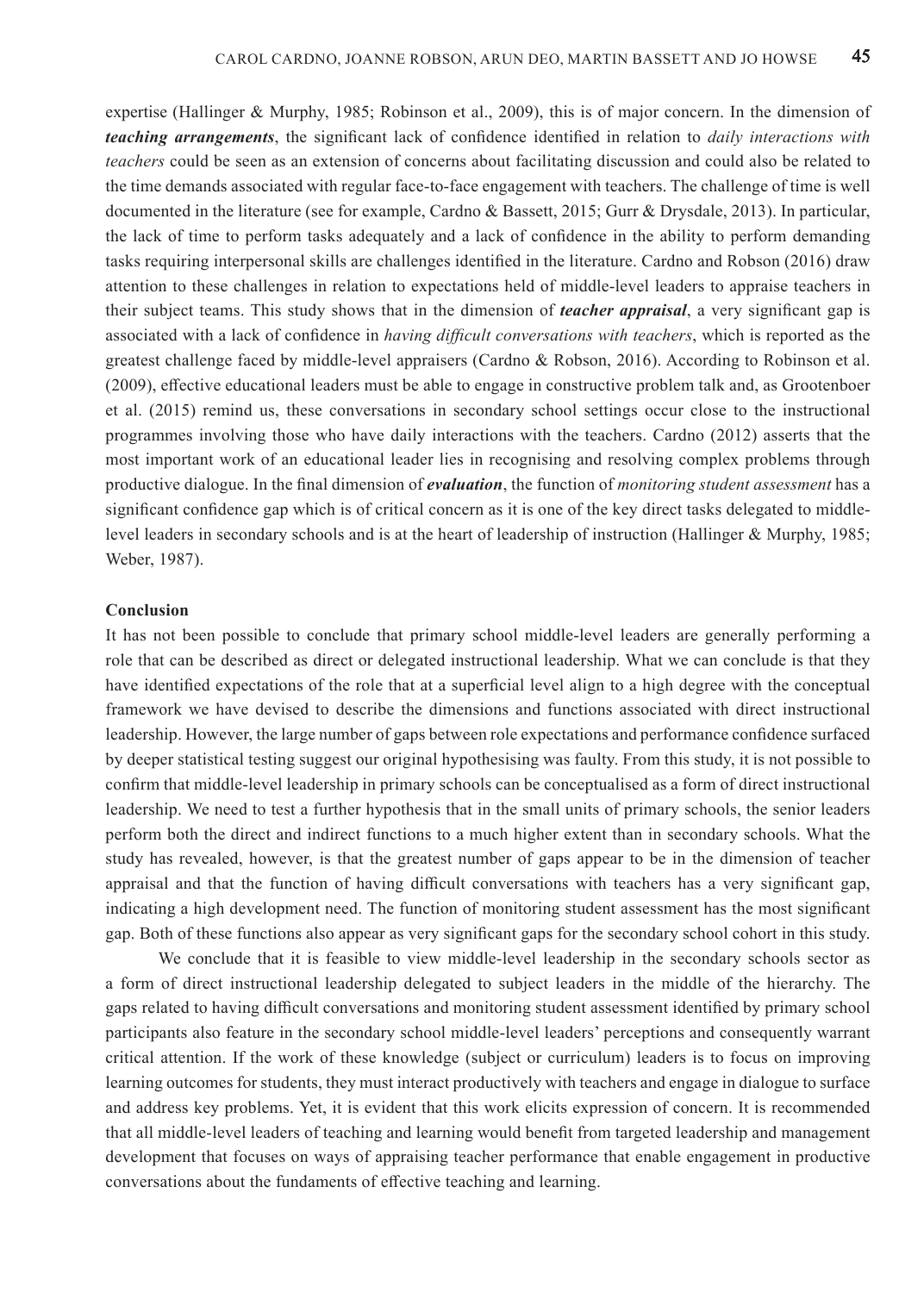expertise (Hallinger & Murphy, 1985; Robinson et al., 2009), this is of major concern. In the dimension of ***teaching arrangements***, the significant lack of confidence identified in relation to *daily interactions with teachers* could be seen as an extension of concerns about facilitating discussion and could also be related to the time demands associated with regular face-to-face engagement with teachers. The challenge of time is well documented in the literature (see for example, Cardno & Bassett, 2015; Gurr & Drysdale, 2013). In particular, the lack of time to perform tasks adequately and a lack of confidence in the ability to perform demanding tasks requiring interpersonal skills are challenges identified in the literature. Cardno and Robson (2016) draw attention to these challenges in relation to expectations held of middle-level leaders to appraise teachers in their subject teams. This study shows that in the dimension of ***teacher appraisal***, a very significant gap is associated with a lack of confidence in *having difficult conversations with teachers*, which is reported as the greatest challenge faced by middle-level appraisers (Cardno & Robson, 2016). According to Robinson et al. (2009), effective educational leaders must be able to engage in constructive problem talk and, as Grootenboer et al. (2015) remind us, these conversations in secondary school settings occur close to the instructional programmes involving those who have daily interactions with the teachers. Cardno (2012) asserts that the most important work of an educational leader lies in recognising and resolving complex problems through productive dialogue. In the final dimension of ***evaluation***, the function of *monitoring student assessment* has a significant confidence gap which is of critical concern as it is one of the key direct tasks delegated to middle-level leaders in secondary schools and is at the heart of leadership of instruction (Hallinger & Murphy, 1985; Weber, 1987).

## Conclusion

It has not been possible to conclude that primary school middle-level leaders are generally performing a role that can be described as direct or delegated instructional leadership. What we can conclude is that they have identified expectations of the role that at a superficial level align to a high degree with the conceptual framework we have devised to describe the dimensions and functions associated with direct instructional leadership. However, the large number of gaps between role expectations and performance confidence surfaced by deeper statistical testing suggest our original hypothesising was faulty. From this study, it is not possible to confirm that middle-level leadership in primary schools can be conceptualised as a form of direct instructional leadership. We need to test a further hypothesis that in the small units of primary schools, the senior leaders perform both the direct and indirect functions to a much higher extent than in secondary schools. What the study has revealed, however, is that the greatest number of gaps appear to be in the dimension of teacher appraisal and that the function of having difficult conversations with teachers has a very significant gap, indicating a high development need. The function of monitoring student assessment has the most significant gap. Both of these functions also appear as very significant gaps for the secondary school cohort in this study.

We conclude that it is feasible to view middle-level leadership in the secondary schools sector as a form of direct instructional leadership delegated to subject leaders in the middle of the hierarchy. The gaps related to having difficult conversations and monitoring student assessment identified by primary school participants also feature in the secondary school middle-level leaders' perceptions and consequently warrant critical attention. If the work of these knowledge (subject or curriculum) leaders is to focus on improving learning outcomes for students, they must interact productively with teachers and engage in dialogue to surface and address key problems. Yet, it is evident that this work elicits expression of concern. It is recommended that all middle-level leaders of teaching and learning would benefit from targeted leadership and management development that focuses on ways of appraising teacher performance that enable engagement in productive conversations about the fundaments of effective teaching and learning.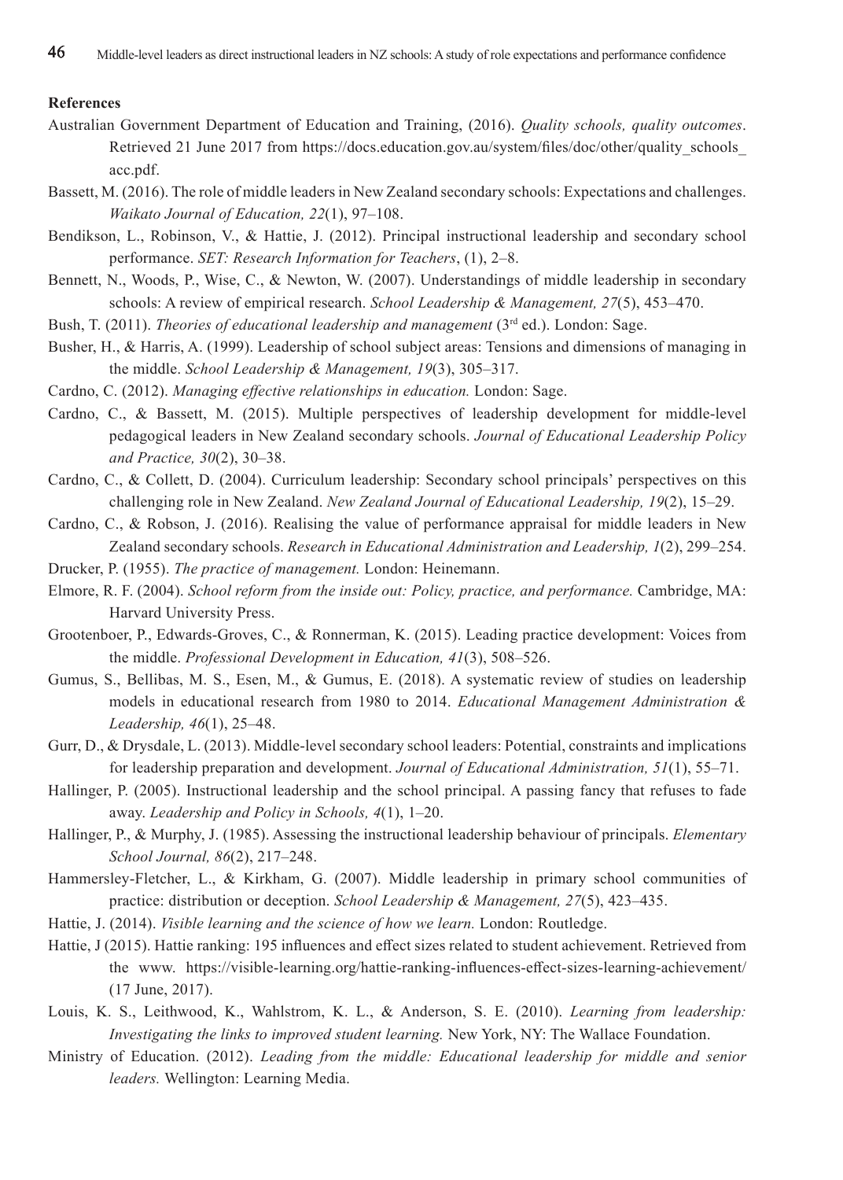**References**

Australian Government Department of Education and Training, (2016). *Quality schools, quality outcomes*. Retrieved 21 June 2017 from https://docs.education.gov.au/system/files/doc/other/quality_schools_acc.pdf.

Bassett, M. (2016). The role of middle leaders in New Zealand secondary schools: Expectations and challenges. *Waikato Journal of Education, 22*(1), 97–108.

Bendikson, L., Robinson, V., & Hattie, J. (2012). Principal instructional leadership and secondary school performance. *SET: Research Information for Teachers*, (1), 2–8.

Bennett, N., Woods, P., Wise, C., & Newton, W. (2007). Understandings of middle leadership in secondary schools: A review of empirical research. *School Leadership & Management, 27*(5), 453–470.

Bush, T. (2011). *Theories of educational leadership and management* (3rd ed.). London: Sage.

Busher, H., & Harris, A. (1999). Leadership of school subject areas: Tensions and dimensions of managing in the middle. *School Leadership & Management, 19*(3), 305–317.

Cardno, C. (2012). *Managing effective relationships in education.* London: Sage.

Cardno, C., & Bassett, M. (2015). Multiple perspectives of leadership development for middle-level pedagogical leaders in New Zealand secondary schools. *Journal of Educational Leadership Policy and Practice, 30*(2), 30–38.

Cardno, C., & Collett, D. (2004). Curriculum leadership: Secondary school principals' perspectives on this challenging role in New Zealand. *New Zealand Journal of Educational Leadership, 19*(2), 15–29.

Cardno, C., & Robson, J. (2016). Realising the value of performance appraisal for middle leaders in New Zealand secondary schools. *Research in Educational Administration and Leadership, 1*(2), 299–254.

Drucker, P. (1955). *The practice of management.* London: Heinemann.

Elmore, R. F. (2004). *School reform from the inside out: Policy, practice, and performance.* Cambridge, MA: Harvard University Press.

Grootenboer, P., Edwards-Groves, C., & Ronnerman, K. (2015). Leading practice development: Voices from the middle. *Professional Development in Education, 41*(3), 508–526.

Gumus, S., Bellibas, M. S., Esen, M., & Gumus, E. (2018). A systematic review of studies on leadership models in educational research from 1980 to 2014. *Educational Management Administration & Leadership, 46*(1), 25–48.

Gurr, D., & Drysdale, L. (2013). Middle-level secondary school leaders: Potential, constraints and implications for leadership preparation and development. *Journal of Educational Administration, 51*(1), 55–71.

Hallinger, P. (2005). Instructional leadership and the school principal. A passing fancy that refuses to fade away. *Leadership and Policy in Schools, 4*(1), 1–20.

Hallinger, P., & Murphy, J. (1985). Assessing the instructional leadership behaviour of principals. *Elementary School Journal, 86*(2), 217–248.

Hammersley-Fletcher, L., & Kirkham, G. (2007). Middle leadership in primary school communities of practice: distribution or deception. *School Leadership & Management, 27*(5), 423–435.

Hattie, J. (2014). *Visible learning and the science of how we learn.* London: Routledge.

Hattie, J (2015). Hattie ranking: 195 influences and effect sizes related to student achievement. Retrieved from the www. https://visible-learning.org/hattie-ranking-influences-effect-sizes-learning-achievement/ (17 June, 2017).

Louis, K. S., Leithwood, K., Wahlstrom, K. L., & Anderson, S. E. (2010). *Learning from leadership: Investigating the links to improved student learning.* New York, NY: The Wallace Foundation.

Ministry of Education. (2012). *Leading from the middle: Educational leadership for middle and senior leaders.* Wellington: Learning Media.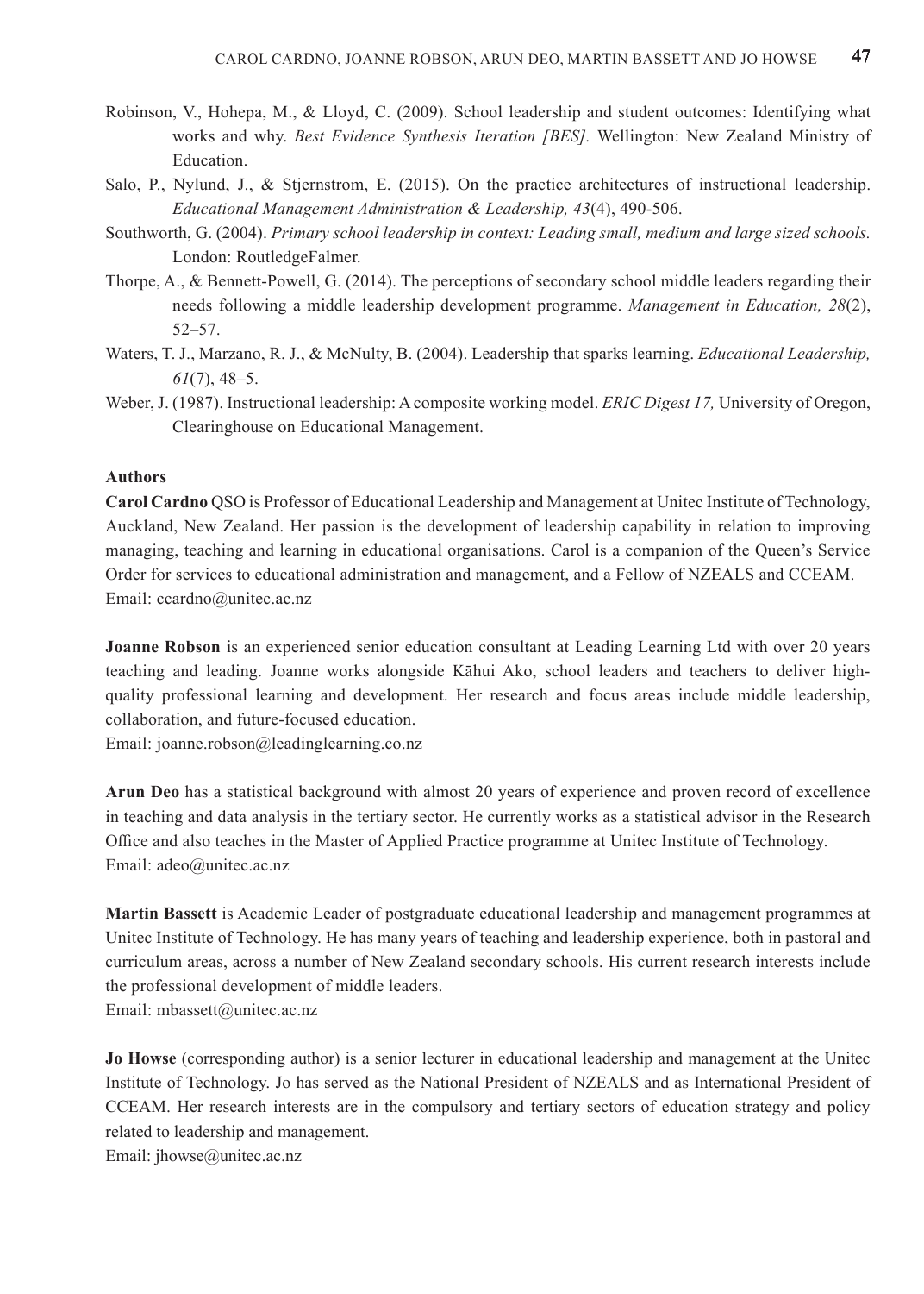Robinson, V., Hohepa, M., & Lloyd, C. (2009). School leadership and student outcomes: Identifying what works and why. *Best Evidence Synthesis Iteration [BES].* Wellington: New Zealand Ministry of Education.

Salo, P., Nylund, J., & Stjernstrom, E. (2015). On the practice architectures of instructional leadership. *Educational Management Administration & Leadership, 43*(4), 490-506.

Southworth, G. (2004). *Primary school leadership in context: Leading small, medium and large sized schools.* London: RoutledgeFalmer.

Thorpe, A., & Bennett-Powell, G. (2014). The perceptions of secondary school middle leaders regarding their needs following a middle leadership development programme. *Management in Education, 28*(2), 52–57.

Waters, T. J., Marzano, R. J., & McNulty, B. (2004). Leadership that sparks learning. *Educational Leadership, 61*(7), 48–5.

Weber, J. (1987). Instructional leadership: A composite working model. *ERIC Digest 17,* University of Oregon, Clearinghouse on Educational Management.

### Authors

**Carol Cardno** QSO is Professor of Educational Leadership and Management at Unitec Institute of Technology, Auckland, New Zealand. Her passion is the development of leadership capability in relation to improving managing, teaching and learning in educational organisations. Carol is a companion of the Queen's Service Order for services to educational administration and management, and a Fellow of NZEALS and CCEAM.
Email: ccardno@unitec.ac.nz

**Joanne Robson** is an experienced senior education consultant at Leading Learning Ltd with over 20 years teaching and leading. Joanne works alongside Kāhui Ako, school leaders and teachers to deliver high-quality professional learning and development. Her research and focus areas include middle leadership, collaboration, and future-focused education.
Email: joanne.robson@leadinglearning.co.nz

**Arun Deo** has a statistical background with almost 20 years of experience and proven record of excellence in teaching and data analysis in the tertiary sector. He currently works as a statistical advisor in the Research Office and also teaches in the Master of Applied Practice programme at Unitec Institute of Technology.
Email: adeo@unitec.ac.nz

**Martin Bassett** is Academic Leader of postgraduate educational leadership and management programmes at Unitec Institute of Technology. He has many years of teaching and leadership experience, both in pastoral and curriculum areas, across a number of New Zealand secondary schools. His current research interests include the professional development of middle leaders.
Email: mbassett@unitec.ac.nz

**Jo Howse** (corresponding author) is a senior lecturer in educational leadership and management at the Unitec Institute of Technology. Jo has served as the National President of NZEALS and as International President of CCEAM. Her research interests are in the compulsory and tertiary sectors of education strategy and policy related to leadership and management.
Email: jhowse@unitec.ac.nz